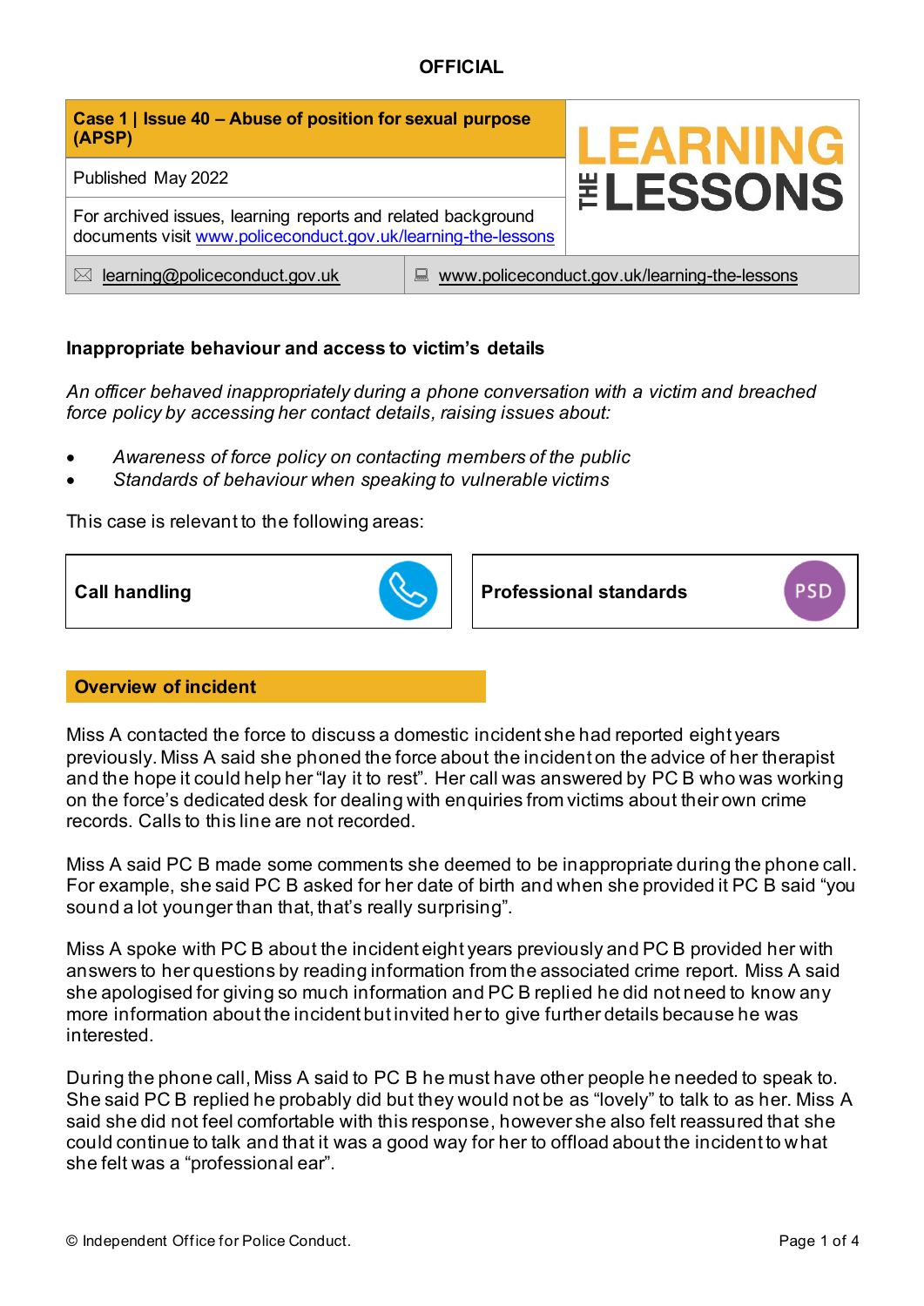OFFICIAL

| **Case 1 \| Issue 40 – Abuse of position for sexual purpose (APSP)** | **LEARNING THE LESSONS** |
|---|---|
| Published May 2022 | |
| For archived issues, learning reports and related background documents visit www.policeconduct.gov.uk/learning-the-lessons | |
| learning@policeconduct.gov.uk | www.policeconduct.gov.uk/learning-the-lessons |

## Inappropriate behaviour and access to victim's details

*An officer behaved inappropriately during a phone conversation with a victim and breached force policy by accessing her contact details, raising issues about:*

- *Awareness of force policy on contacting members of the public*
- *Standards of behaviour when speaking to vulnerable victims*

This case is relevant to the following areas:

| Call handling | Professional standards |
|---|---|

## Overview of incident

Miss A contacted the force to discuss a domestic incident she had reported eight years previously. Miss A said she phoned the force about the incident on the advice of her therapist and the hope it could help her "lay it to rest". Her call was answered by PC B who was working on the force's dedicated desk for dealing with enquiries from victims about their own crime records. Calls to this line are not recorded.

Miss A said PC B made some comments she deemed to be inappropriate during the phone call. For example, she said PC B asked for her date of birth and when she provided it PC B said "you sound a lot younger than that, that's really surprising".

Miss A spoke with PC B about the incident eight years previously and PC B provided her with answers to her questions by reading information from the associated crime report. Miss A said she apologised for giving so much information and PC B replied he did not need to know any more information about the incident but invited her to give further details because he was interested.

During the phone call, Miss A said to PC B he must have other people he needed to speak to. She said PC B replied he probably did but they would not be as "lovely" to talk to as her. Miss A said she did not feel comfortable with this response, however she also felt reassured that she could continue to talk and that it was a good way for her to offload about the incident to what she felt was a "professional ear".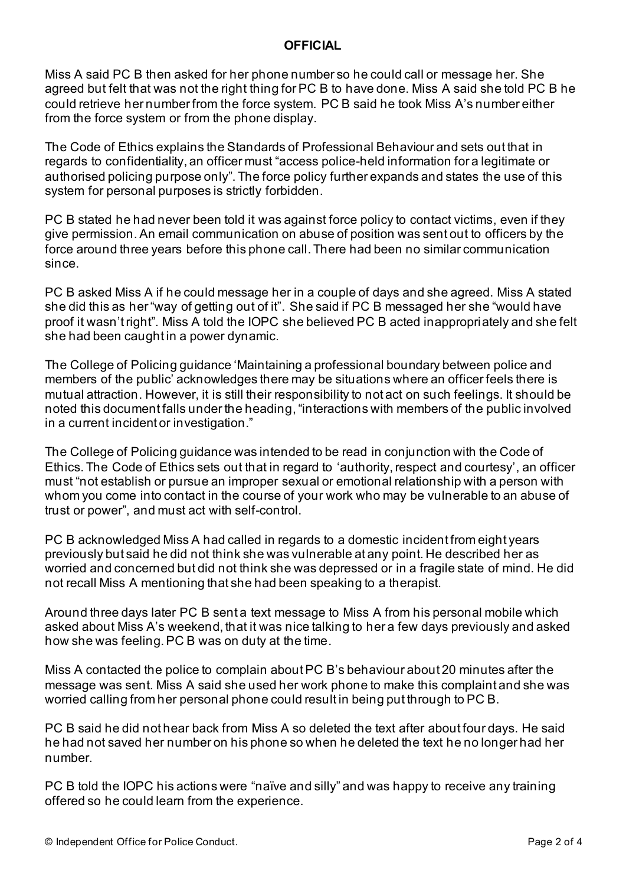Miss A said PC B then asked for her phone number so he could call or message her. She agreed but felt that was not the right thing for PC B to have done. Miss A said she told PC B he could retrieve her number from the force system. PC B said he took Miss A's number either from the force system or from the phone display.

The Code of Ethics explains the Standards of Professional Behaviour and sets out that in regards to confidentiality, an officer must "access police-held information for a legitimate or authorised policing purpose only". The force policy further expands and states the use of this system for personal purposes is strictly forbidden.

PC B stated he had never been told it was against force policy to contact victims, even if they give permission. An email communication on abuse of position was sent out to officers by the force around three years before this phone call. There had been no similar communication since.

PC B asked Miss A if he could message her in a couple of days and she agreed. Miss A stated she did this as her "way of getting out of it". She said if PC B messaged her she "would have proof it wasn't right". Miss A told the IOPC she believed PC B acted inappropriately and she felt she had been caught in a power dynamic.

The College of Policing guidance 'Maintaining a professional boundary between police and members of the public' acknowledges there may be situations where an officer feels there is mutual attraction. However, it is still their responsibility to not act on such feelings. It should be noted this document falls under the heading, "interactions with members of the public involved in a current incident or investigation."

The College of Policing guidance was intended to be read in conjunction with the Code of Ethics. The Code of Ethics sets out that in regard to 'authority, respect and courtesy', an officer must "not establish or pursue an improper sexual or emotional relationship with a person with whom you come into contact in the course of your work who may be vulnerable to an abuse of trust or power", and must act with self-control.

PC B acknowledged Miss A had called in regards to a domestic incident from eight years previously but said he did not think she was vulnerable at any point. He described her as worried and concerned but did not think she was depressed or in a fragile state of mind. He did not recall Miss A mentioning that she had been speaking to a therapist.

Around three days later PC B sent a text message to Miss A from his personal mobile which asked about Miss A's weekend, that it was nice talking to her a few days previously and asked how she was feeling. PC B was on duty at the time.

Miss A contacted the police to complain about PC B's behaviour about 20 minutes after the message was sent. Miss A said she used her work phone to make this complaint and she was worried calling from her personal phone could result in being put through to PC B.

PC B said he did not hear back from Miss A so deleted the text after about four days. He said he had not saved her number on his phone so when he deleted the text he no longer had her number.

PC B told the IOPC his actions were "naïve and silly" and was happy to receive any training offered so he could learn from the experience.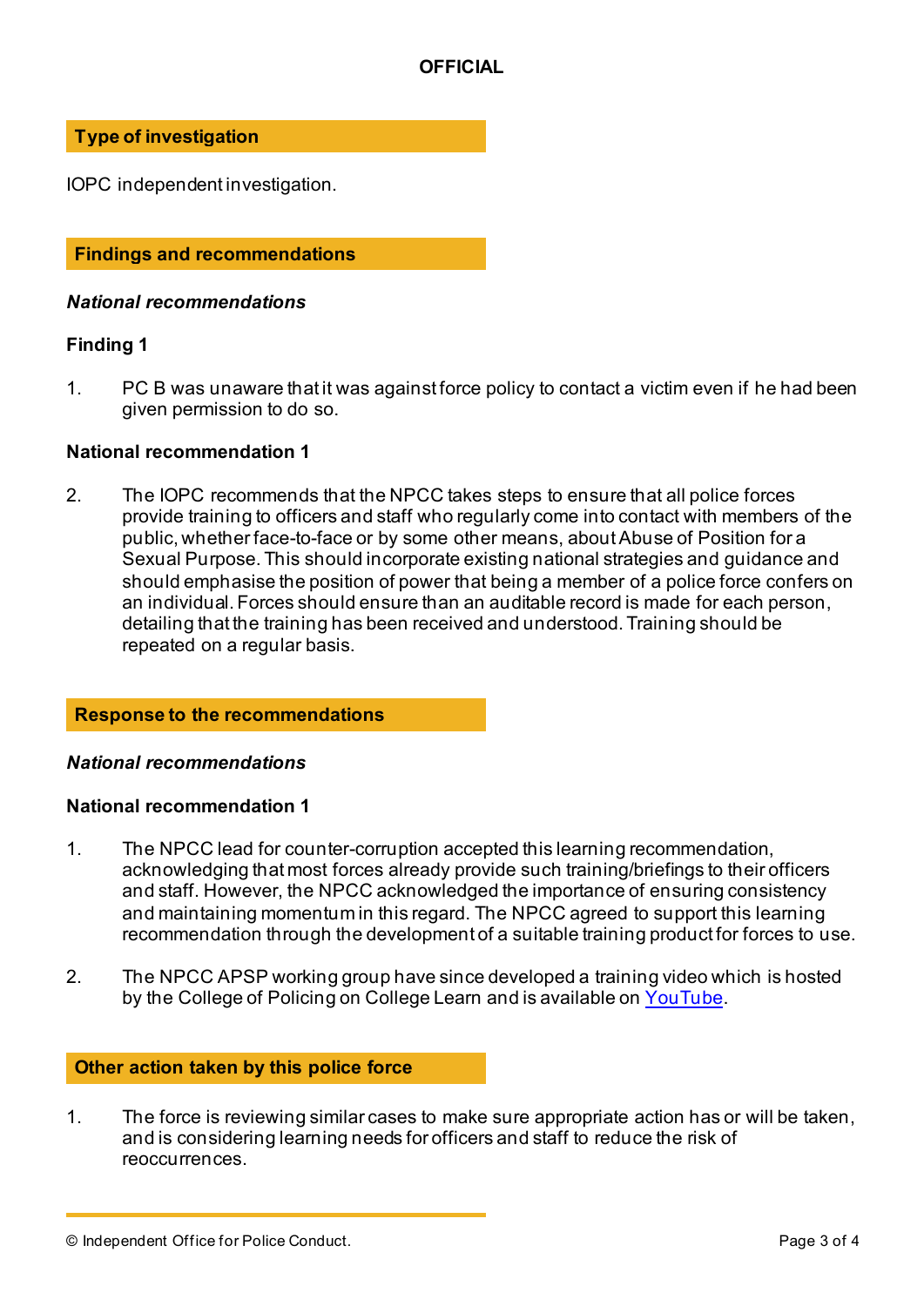**OFFICIAL**

## Type of investigation

IOPC independent investigation.

## Findings and recommendations

***National recommendations***

**Finding 1**

1. PC B was unaware that it was against force policy to contact a victim even if he had been given permission to do so.

**National recommendation 1**

2. The IOPC recommends that the NPCC takes steps to ensure that all police forces provide training to officers and staff who regularly come into contact with members of the public, whether face-to-face or by some other means, about Abuse of Position for a Sexual Purpose. This should incorporate existing national strategies and guidance and should emphasise the position of power that being a member of a police force confers on an individual. Forces should ensure than an auditable record is made for each person, detailing that the training has been received and understood. Training should be repeated on a regular basis.

## Response to the recommendations

***National recommendations***

**National recommendation 1**

1. The NPCC lead for counter-corruption accepted this learning recommendation, acknowledging that most forces already provide such training/briefings to their officers and staff. However, the NPCC acknowledged the importance of ensuring consistency and maintaining momentum in this regard. The NPCC agreed to support this learning recommendation through the development of a suitable training product for forces to use.

2. The NPCC APSP working group have since developed a training video which is hosted by the College of Policing on College Learn and is available on YouTube.

## Other action taken by this police force

1. The force is reviewing similar cases to make sure appropriate action has or will be taken, and is considering learning needs for officers and staff to reduce the risk of reoccurrences.

© Independent Office for Police Conduct.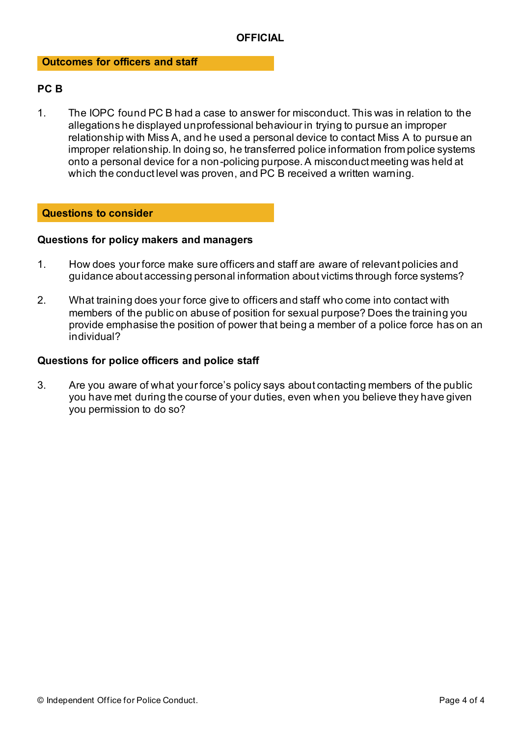**OFFICIAL**

## Outcomes for officers and staff

### PC B

1. The IOPC found PC B had a case to answer for misconduct. This was in relation to the allegations he displayed unprofessional behaviour in trying to pursue an improper relationship with Miss A, and he used a personal device to contact Miss A to pursue an improper relationship. In doing so, he transferred police information from police systems onto a personal device for a non-policing purpose. A misconduct meeting was held at which the conduct level was proven, and PC B received a written warning.

## Questions to consider

### Questions for policy makers and managers

1. How does your force make sure officers and staff are aware of relevant policies and guidance about accessing personal information about victims through force systems?

2. What training does your force give to officers and staff who come into contact with members of the public on abuse of position for sexual purpose? Does the training you provide emphasise the position of power that being a member of a police force has on an individual?

### Questions for police officers and police staff

3. Are you aware of what your force's policy says about contacting members of the public you have met during the course of your duties, even when you believe they have given you permission to do so?

© Independent Office for Police Conduct.